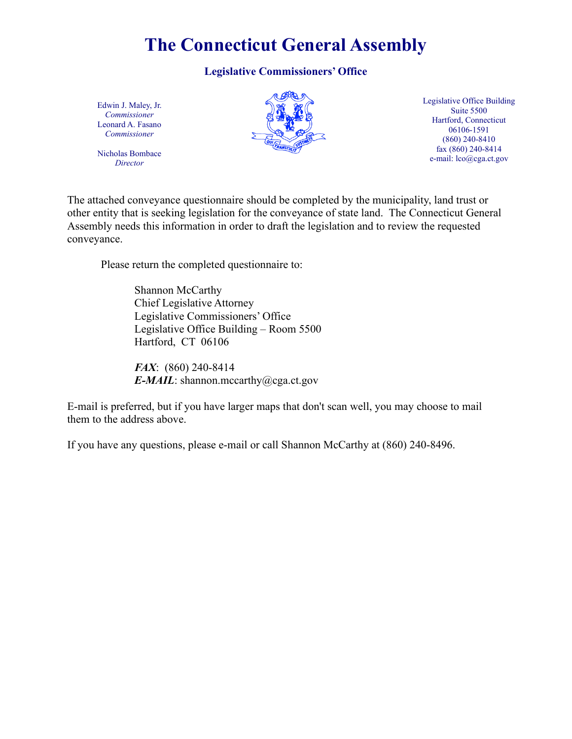# The Connecticut General Assembly

## Legislative Commissioners' Office

Edwin J. Maley, Jr.
*Commissioner*
Leonard A. Fasano
*Commissioner*

Nicholas Bombace
*Director*

Legislative Office Building
Suite 5500
Hartford, Connecticut
06106-1591
(860) 240-8410
fax (860) 240-8414
e-mail: lco@cga.ct.gov

The attached conveyance questionnaire should be completed by the municipality, land trust or other entity that is seeking legislation for the conveyance of state land. The Connecticut General Assembly needs this information in order to draft the legislation and to review the requested conveyance.

Please return the completed questionnaire to:

Shannon McCarthy
Chief Legislative Attorney
Legislative Commissioners' Office
Legislative Office Building – Room 5500
Hartford, CT 06106

***FAX***: (860) 240-8414
***E-MAIL***: shannon.mccarthy@cga.ct.gov

E-mail is preferred, but if you have larger maps that don't scan well, you may choose to mail them to the address above.

If you have any questions, please e-mail or call Shannon McCarthy at (860) 240-8496.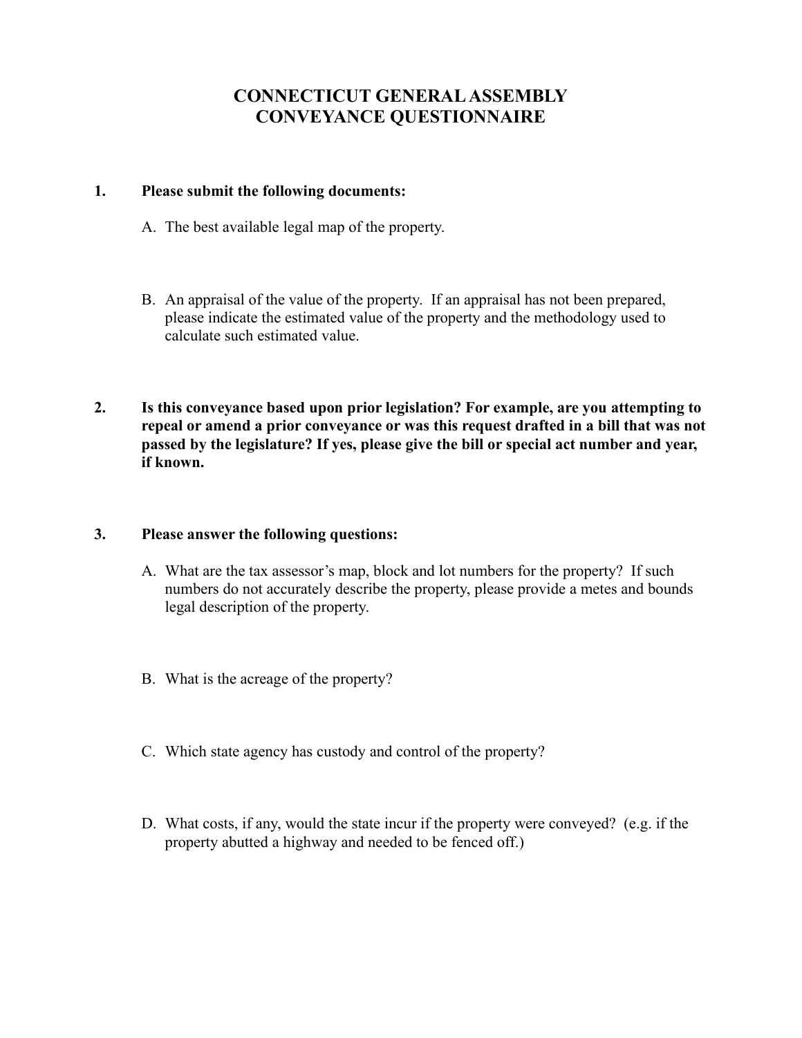# CONNECTICUT GENERAL ASSEMBLY
# CONVEYANCE QUESTIONNAIRE

**1. Please submit the following documents:**

A. The best available legal map of the property.

B. An appraisal of the value of the property. If an appraisal has not been prepared, please indicate the estimated value of the property and the methodology used to calculate such estimated value.

**2. Is this conveyance based upon prior legislation? For example, are you attempting to repeal or amend a prior conveyance or was this request drafted in a bill that was not passed by the legislature? If yes, please give the bill or special act number and year, if known.**

**3. Please answer the following questions:**

A. What are the tax assessor's map, block and lot numbers for the property? If such numbers do not accurately describe the property, please provide a metes and bounds legal description of the property.

B. What is the acreage of the property?

C. Which state agency has custody and control of the property?

D. What costs, if any, would the state incur if the property were conveyed? (e.g. if the property abutted a highway and needed to be fenced off.)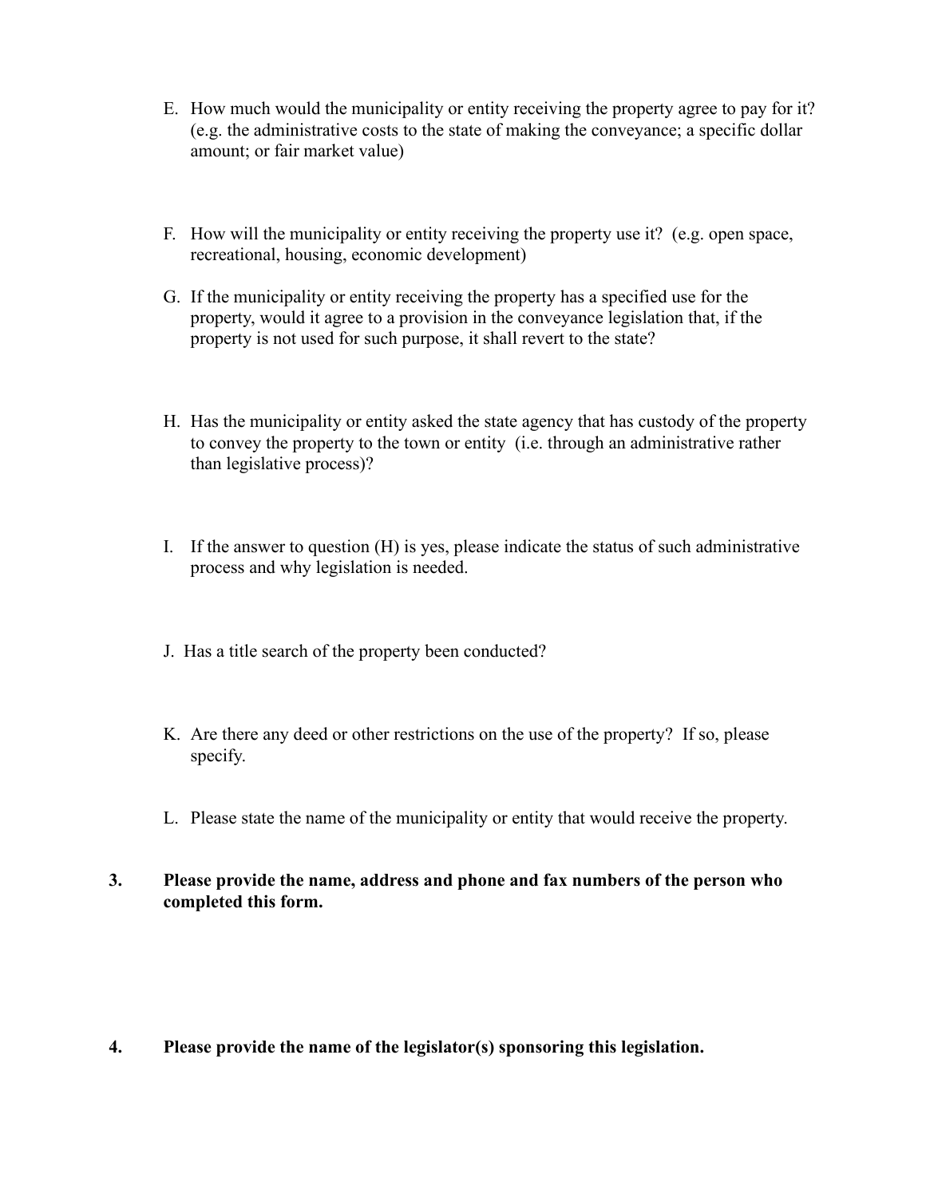E. How much would the municipality or entity receiving the property agree to pay for it? (e.g. the administrative costs to the state of making the conveyance; a specific dollar amount; or fair market value)

F. How will the municipality or entity receiving the property use it? (e.g. open space, recreational, housing, economic development)

G. If the municipality or entity receiving the property has a specified use for the property, would it agree to a provision in the conveyance legislation that, if the property is not used for such purpose, it shall revert to the state?

H. Has the municipality or entity asked the state agency that has custody of the property to convey the property to the town or entity (i.e. through an administrative rather than legislative process)?

I. If the answer to question (H) is yes, please indicate the status of such administrative process and why legislation is needed.

J. Has a title search of the property been conducted?

K. Are there any deed or other restrictions on the use of the property? If so, please specify.

L. Please state the name of the municipality or entity that would receive the property.

**3. Please provide the name, address and phone and fax numbers of the person who completed this form.**

**4. Please provide the name of the legislator(s) sponsoring this legislation.**